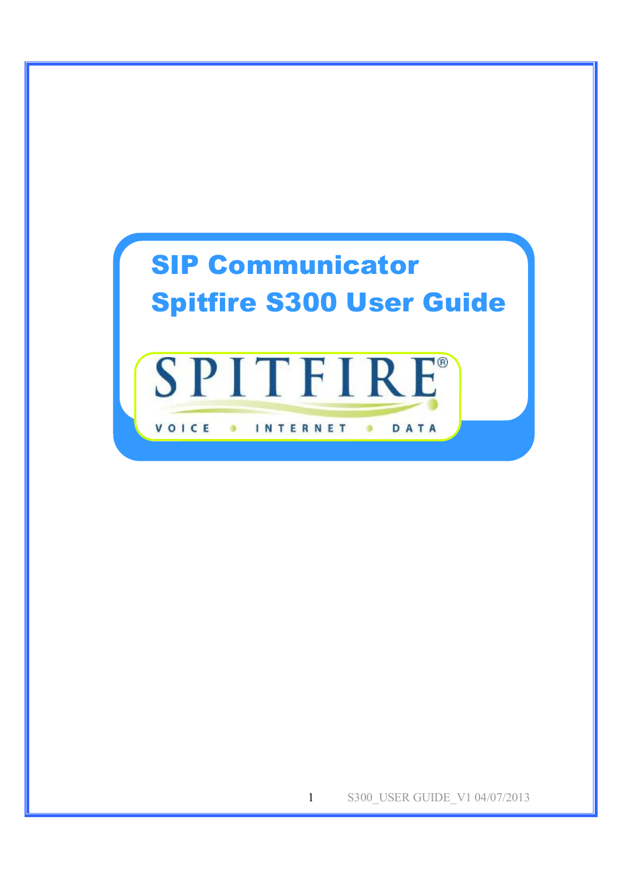# SIP Communicator

# Spitfire S300 User Guide

SPITFIRE®

VOICE • INTERNET • DATA

S300_USER GUIDE_V1 04/07/2013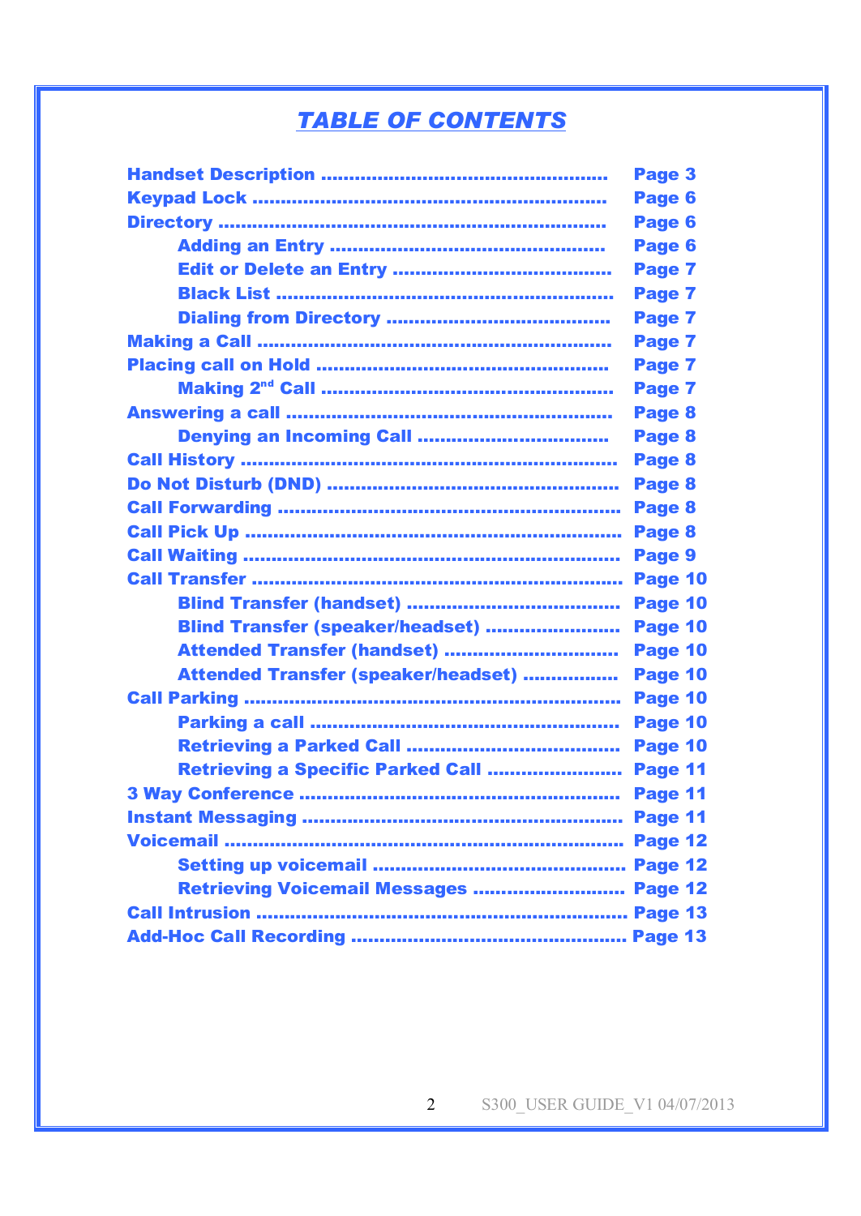# *TABLE OF CONTENTS*

- **Handset Description ................................................ Page 3**
- **Keypad Lock ........................................................ Page 6**
- **Directory ............................................................ Page 6**
  - **Adding an Entry ............................................... Page 6**
  - **Edit or Delete an Entry ...................................... Page 7**
  - **Black List ......................................................... Page 7**
  - **Dialing from Directory ...................................... Page 7**
- **Making a Call ...................................................... Page 7**
- **Placing call on Hold ............................................ Page 7**
  - **Making 2nd Call ................................................. Page 7**
- **Answering a call .................................................. Page 8**
  - **Denying an Incoming Call .................................. Page 8**
- **Call History .......................................................... Page 8**
- **Do Not Disturb (DND) .......................................... Page 8**
- **Call Forwarding ................................................... Page 8**
- **Call Pick Up ......................................................... Page 8**
- **Call Waiting ......................................................... Page 9**
- **Call Transfer ........................................................ Page 10**
  - **Blind Transfer (handset) .................................... Page 10**
  - **Blind Transfer (speaker/headset) ....................... Page 10**
  - **Attended Transfer (handset) .............................. Page 10**
  - **Attended Transfer (speaker/headset) ................. Page 10**
- **Call Parking ........................................................ Page 10**
  - **Parking a call ..................................................... Page 10**
  - **Retrieving a Parked Call .................................... Page 10**
  - **Retrieving a Specific Parked Call ....................... Page 11**
- **3 Way Conference ................................................ Page 11**
- **Instant Messaging ................................................ Page 11**
- **Voicemail ............................................................. Page 12**
  - **Setting up voicemail ........................................... Page 12**
  - **Retrieving Voicemail Messages .......................... Page 12**
- **Call Intrusion ....................................................... Page 13**
- **Add-Hoc Call Recording ....................................... Page 13**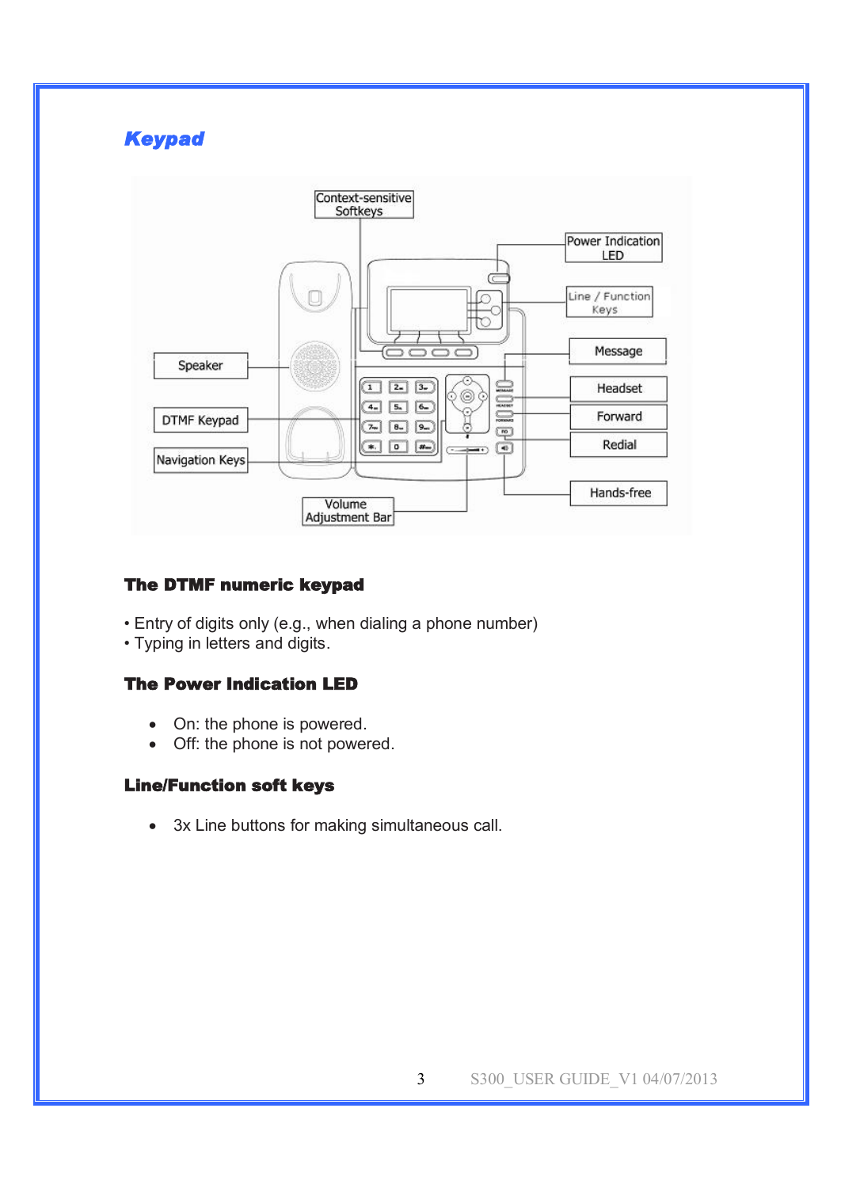## Keypad

Context-sensitive Softkeys

Power Indication LED

Line / Function Keys

Message

Headset

Forward

Redial

Hands-free

Speaker

DTMF Keypad

Navigation Keys

Volume Adjustment Bar

### The DTMF numeric keypad

- Entry of digits only (e.g., when dialing a phone number)
- Typing in letters and digits.

### The Power Indication LED

- On: the phone is powered.
- Off: the phone is not powered.

### Line/Function soft keys

- 3x Line buttons for making simultaneous call.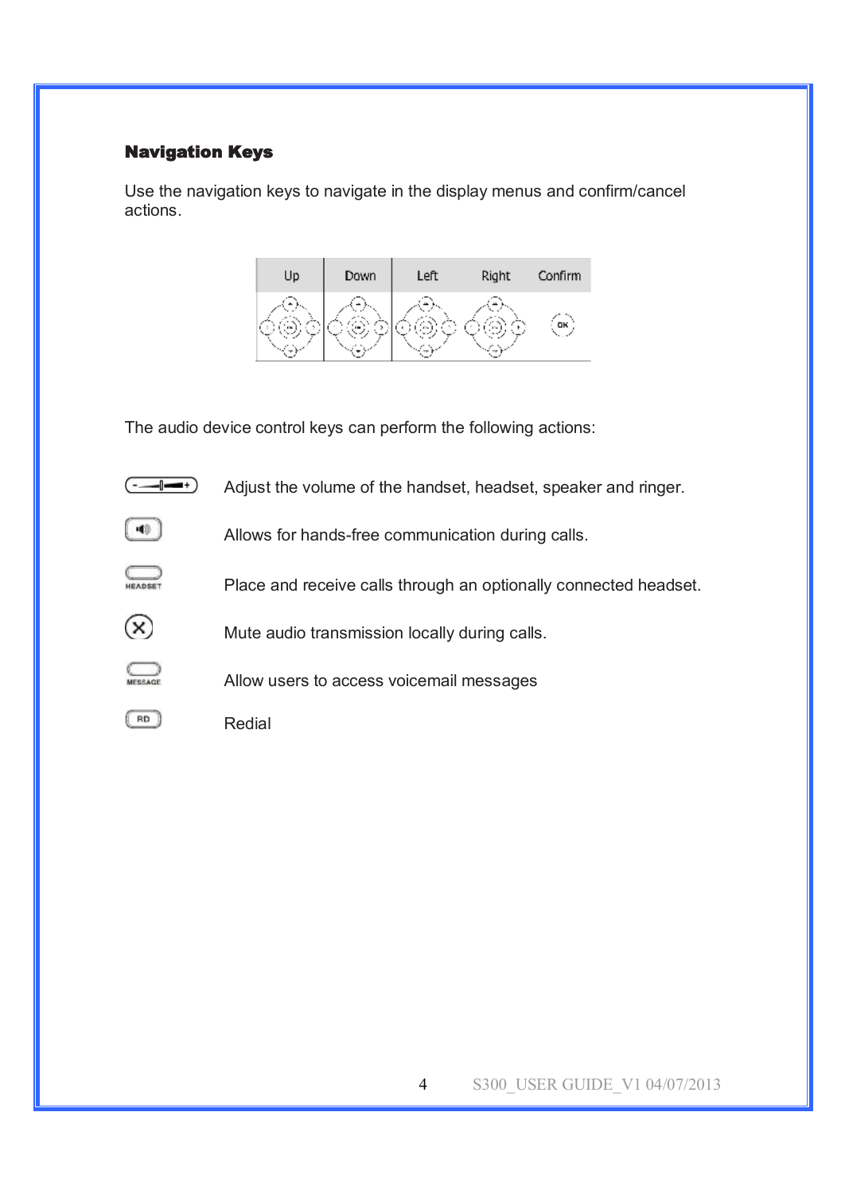**Navigation Keys**

Use the navigation keys to navigate in the display menus and confirm/cancel actions.

| Up | Down | Left | Right | Confirm |
|---|---|---|---|---|
| | | | | OK |

The audio device control keys can perform the following actions:

- Adjust the volume of the handset, headset, speaker and ringer.
- Allows for hands-free communication during calls.
- HEADSET: Place and receive calls through an optionally connected headset.
- Mute audio transmission locally during calls.
- MESSAGE: Allow users to access voicemail messages
- RD: Redial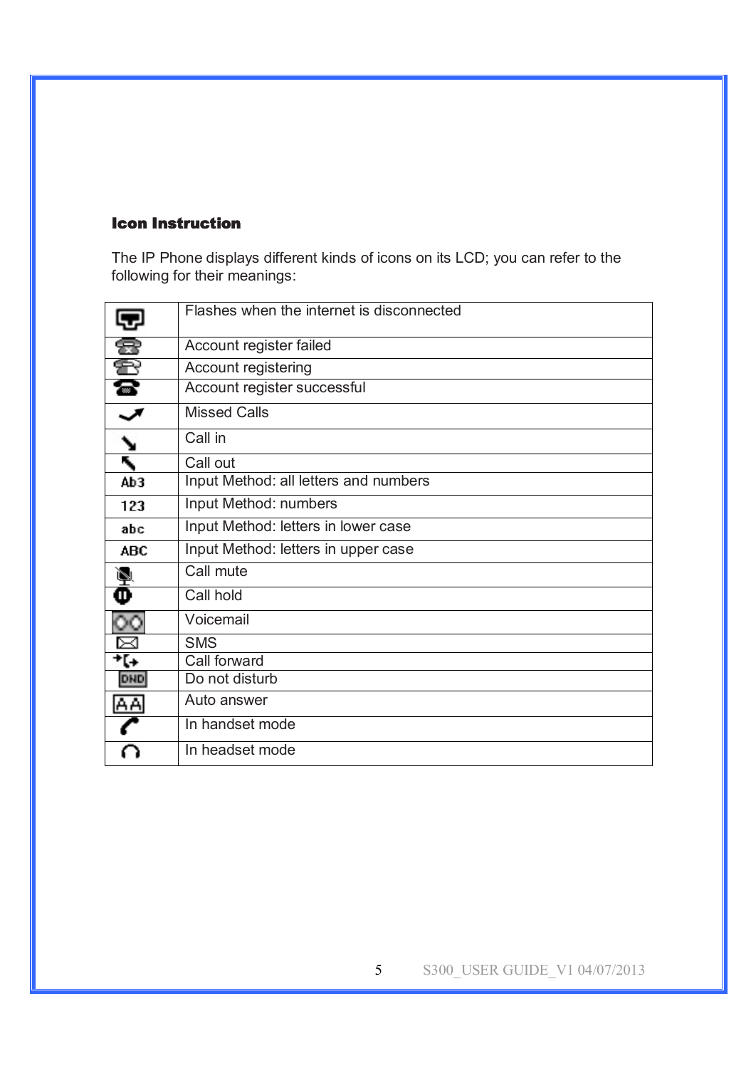### Icon Instruction

The IP Phone displays different kinds of icons on its LCD; you can refer to the following for their meanings:

| | |
|---|---|
| | Flashes when the internet is disconnected |
| | Account register failed |
| | Account registering |
| | Account register successful |
| | Missed Calls |
| | Call in |
| | Call out |
| Ab3 | Input Method: all letters and numbers |
| 123 | Input Method: numbers |
| abc | Input Method: letters in lower case |
| ABC | Input Method: letters in upper case |
| | Call mute |
| | Call hold |
| | Voicemail |
| | SMS |
| | Call forward |
| DND | Do not disturb |
| AA | Auto answer |
| | In handset mode |
| | In headset mode |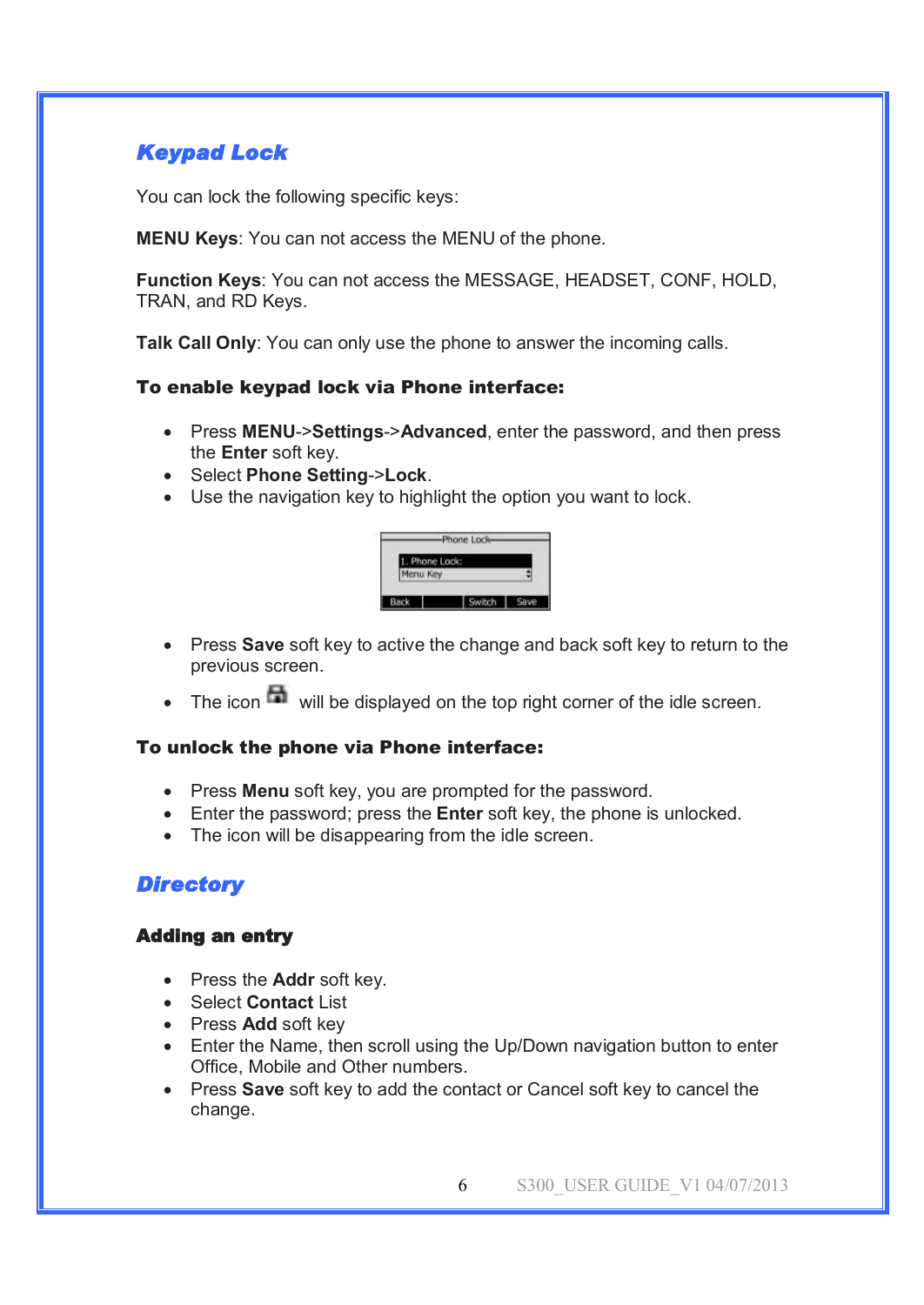## Keypad Lock

You can lock the following specific keys:

**MENU Keys**: You can not access the MENU of the phone.

**Function Keys**: You can not access the MESSAGE, HEADSET, CONF, HOLD, TRAN, and RD Keys.

**Talk Call Only**: You can only use the phone to answer the incoming calls.

### To enable keypad lock via Phone interface:

- Press **MENU**->**Settings**->**Advanced**, enter the password, and then press the **Enter** soft key.
- Select **Phone Setting**->**Lock**.
- Use the navigation key to highlight the option you want to lock.

- Press **Save** soft key to active the change and back soft key to return to the previous screen.
- The icon will be displayed on the top right corner of the idle screen.

### To unlock the phone via Phone interface:

- Press **Menu** soft key, you are prompted for the password.
- Enter the password; press the **Enter** soft key, the phone is unlocked.
- The icon will be disappearing from the idle screen.

## Directory

### Adding an entry

- Press the **Addr** soft key.
- Select **Contact** List
- Press **Add** soft key
- Enter the Name, then scroll using the Up/Down navigation button to enter Office, Mobile and Other numbers.
- Press **Save** soft key to add the contact or Cancel soft key to cancel the change.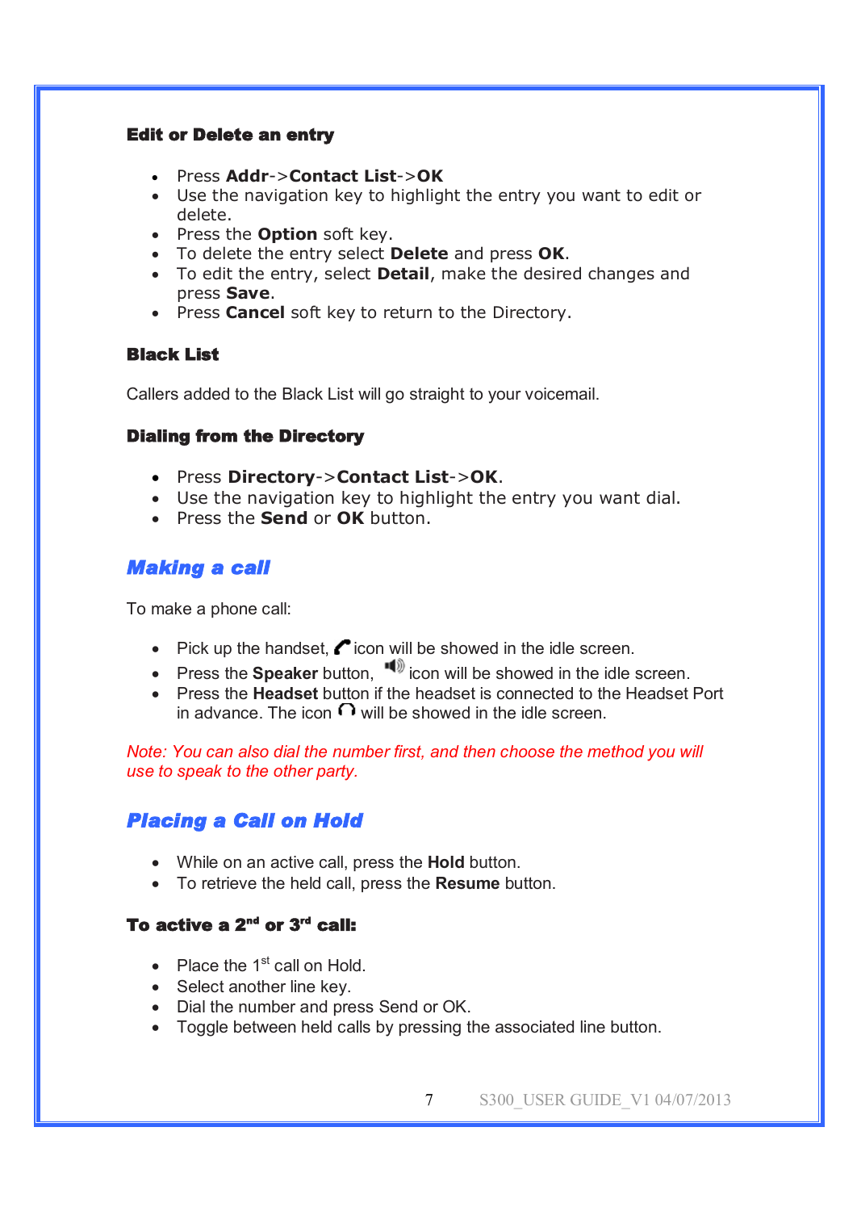### Edit or Delete an entry

- Press **Addr**->**Contact List**->**OK**
- Use the navigation key to highlight the entry you want to edit or delete.
- Press the **Option** soft key.
- To delete the entry select **Delete** and press **OK**.
- To edit the entry, select **Detail**, make the desired changes and press **Save**.
- Press **Cancel** soft key to return to the Directory.

### Black List

Callers added to the Black List will go straight to your voicemail.

### Dialing from the Directory

- Press **Directory**->**Contact List**->**OK**.
- Use the navigation key to highlight the entry you want dial.
- Press the **Send** or **OK** button.

## *Making a call*

To make a phone call:

- Pick up the handset, icon will be showed in the idle screen.
- Press the **Speaker** button, icon will be showed in the idle screen.
- Press the **Headset** button if the headset is connected to the Headset Port in advance. The icon will be showed in the idle screen.

*Note: You can also dial the number first, and then choose the method you will use to speak to the other party.*

## *Placing a Call on Hold*

- While on an active call, press the **Hold** button.
- To retrieve the held call, press the **Resume** button.

### To active a 2nd or 3rd call:

- Place the 1st call on Hold.
- Select another line key.
- Dial the number and press Send or OK.
- Toggle between held calls by pressing the associated line button.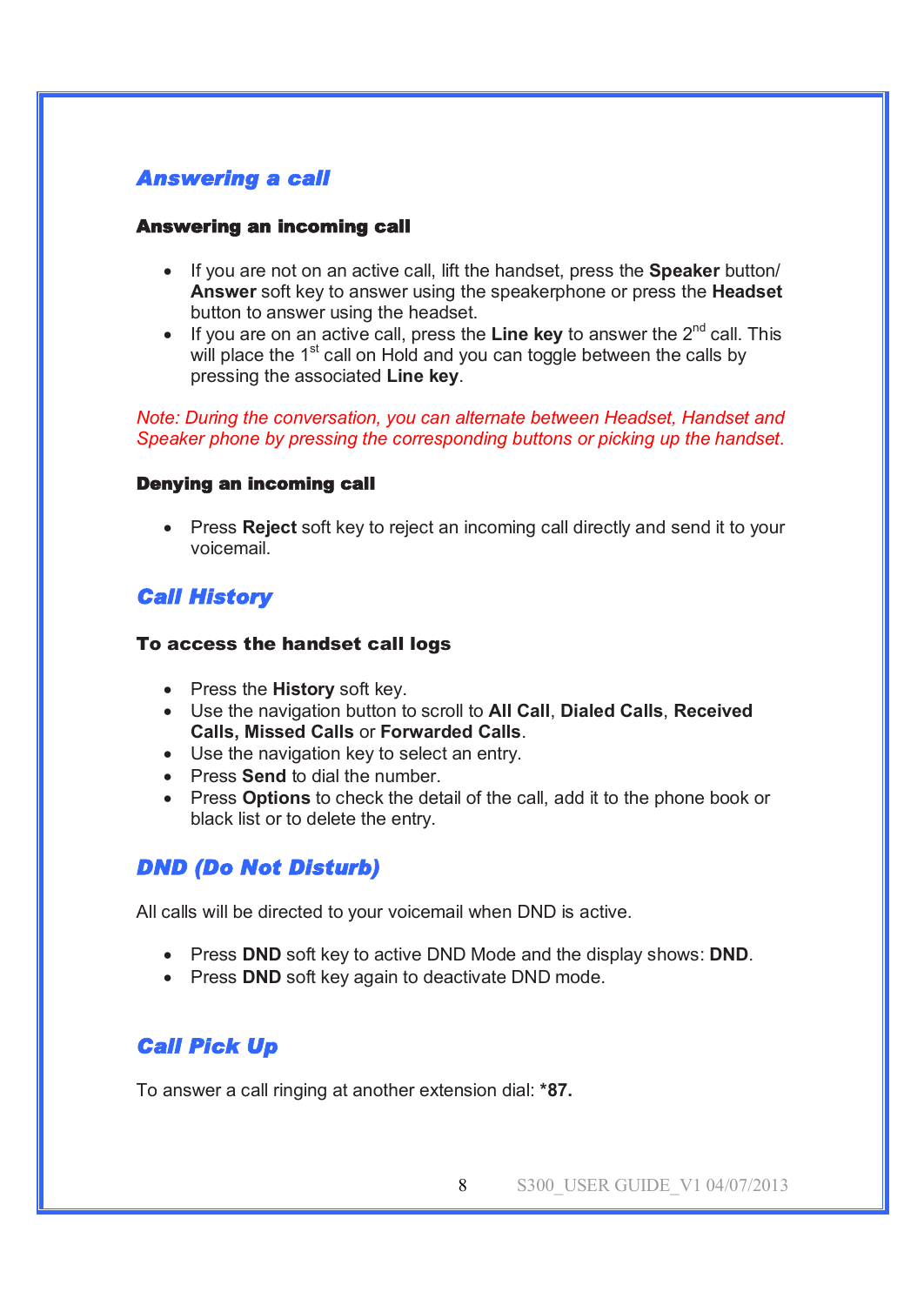## *Answering a call*

### Answering an incoming call

- If you are not on an active call, lift the handset, press the **Speaker** button/ **Answer** soft key to answer using the speakerphone or press the **Headset** button to answer using the headset.
- If you are on an active call, press the **Line key** to answer the 2$^{nd}$ call. This will place the 1$^{st}$ call on Hold and you can toggle between the calls by pressing the associated **Line key**.

*Note: During the conversation, you can alternate between Headset, Handset and Speaker phone by pressing the corresponding buttons or picking up the handset.*

### Denying an incoming call

- Press **Reject** soft key to reject an incoming call directly and send it to your voicemail.

## *Call History*

### To access the handset call logs

- Press the **History** soft key.
- Use the navigation button to scroll to **All Call**, **Dialed Calls**, **Received Calls, Missed Calls** or **Forwarded Calls**.
- Use the navigation key to select an entry.
- Press **Send** to dial the number.
- Press **Options** to check the detail of the call, add it to the phone book or black list or to delete the entry.

## *DND (Do Not Disturb)*

All calls will be directed to your voicemail when DND is active.

- Press **DND** soft key to active DND Mode and the display shows: **DND**.
- Press **DND** soft key again to deactivate DND mode.

## *Call Pick Up*

To answer a call ringing at another extension dial: ***87.**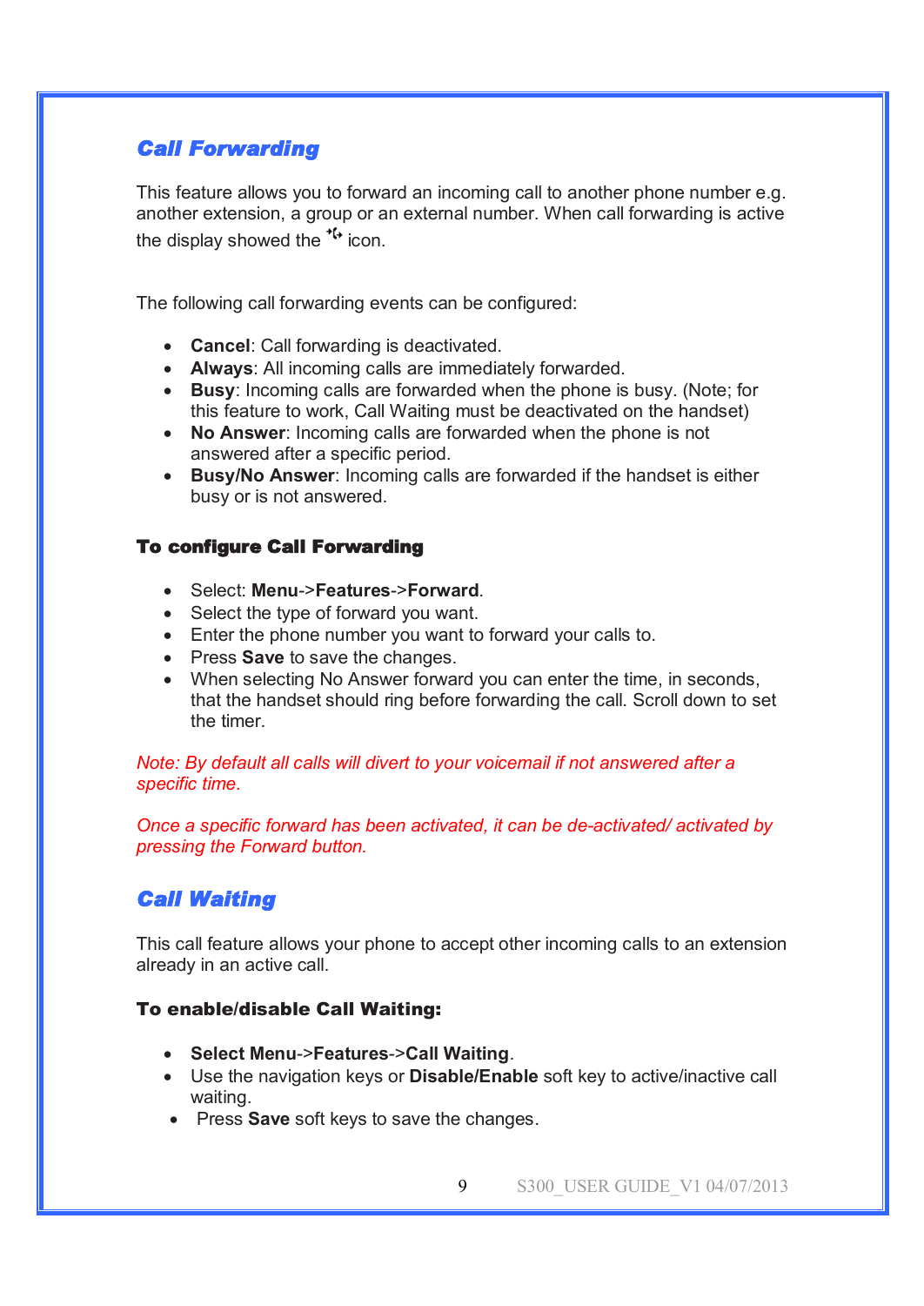## Call Forwarding

This feature allows you to forward an incoming call to another phone number e.g. another extension, a group or an external number. When call forwarding is active the display showed the icon.

The following call forwarding events can be configured:

- **Cancel**: Call forwarding is deactivated.
- **Always**: All incoming calls are immediately forwarded.
- **Busy**: Incoming calls are forwarded when the phone is busy. (Note; for this feature to work, Call Waiting must be deactivated on the handset)
- **No Answer**: Incoming calls are forwarded when the phone is not answered after a specific period.
- **Busy/No Answer**: Incoming calls are forwarded if the handset is either busy or is not answered.

### To configure Call Forwarding

- Select: **Menu**->**Features**->**Forward**.
- Select the type of forward you want.
- Enter the phone number you want to forward your calls to.
- Press **Save** to save the changes.
- When selecting No Answer forward you can enter the time, in seconds, that the handset should ring before forwarding the call. Scroll down to set the timer.

*Note: By default all calls will divert to your voicemail if not answered after a specific time.*

*Once a specific forward has been activated, it can be de-activated/ activated by pressing the Forward button.*

## Call Waiting

This call feature allows your phone to accept other incoming calls to an extension already in an active call.

### To enable/disable Call Waiting:

- **Select Menu**->**Features**->**Call Waiting**.
- Use the navigation keys or **Disable/Enable** soft key to active/inactive call waiting.
- Press **Save** soft keys to save the changes.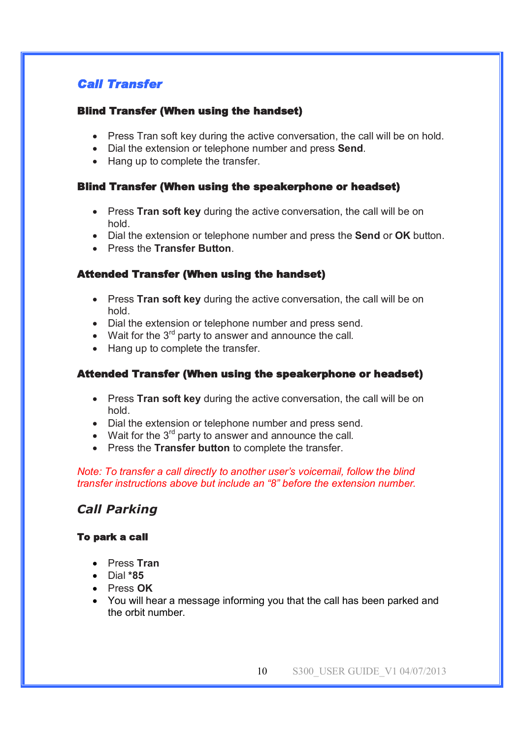## *Call Transfer*

### Blind Transfer (When using the handset)

- Press Tran soft key during the active conversation, the call will be on hold.
- Dial the extension or telephone number and press **Send**.
- Hang up to complete the transfer.

### Blind Transfer (When using the speakerphone or headset)

- Press **Tran soft key** during the active conversation, the call will be on hold.
- Dial the extension or telephone number and press the **Send** or **OK** button.
- Press the **Transfer Button**.

### Attended Transfer (When using the handset)

- Press **Tran soft key** during the active conversation, the call will be on hold.
- Dial the extension or telephone number and press send.
- Wait for the 3rd party to answer and announce the call.
- Hang up to complete the transfer.

### Attended Transfer (When using the speakerphone or headset)

- Press **Tran soft key** during the active conversation, the call will be on hold.
- Dial the extension or telephone number and press send.
- Wait for the 3rd party to answer and announce the call.
- Press the **Transfer button** to complete the transfer.

*Note: To transfer a call directly to another user's voicemail, follow the blind transfer instructions above but include an "8" before the extension number.*

## *Call Parking*

### To park a call

- Press **Tran**
- Dial ***85**
- Press **OK**
- You will hear a message informing you that the call has been parked and the orbit number.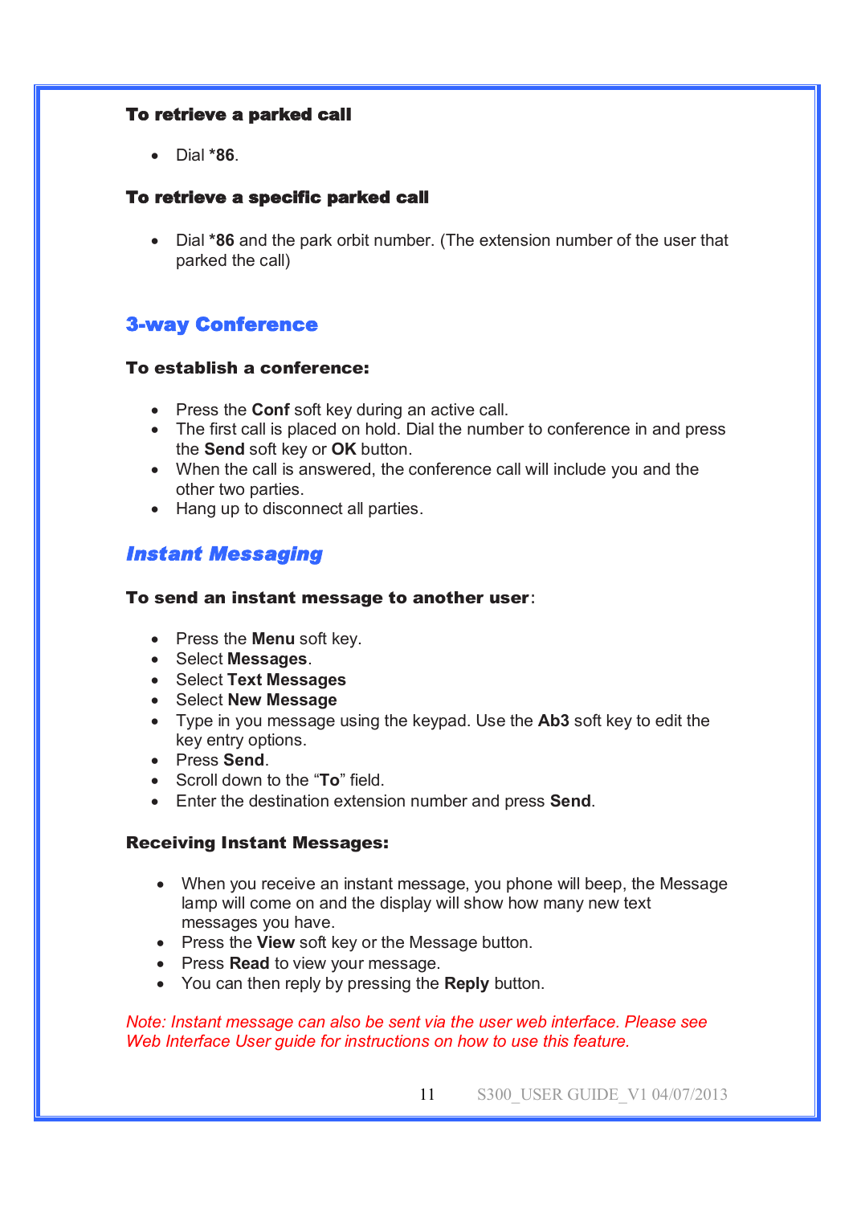### To retrieve a parked call

- Dial **\*86**.

### To retrieve a specific parked call

- Dial **\*86** and the park orbit number. (The extension number of the user that parked the call)

## 3-way Conference

### To establish a conference:

- Press the **Conf** soft key during an active call.
- The first call is placed on hold. Dial the number to conference in and press the **Send** soft key or **OK** button.
- When the call is answered, the conference call will include you and the other two parties.
- Hang up to disconnect all parties.

## *Instant Messaging*

### To send an instant message to another user:

- Press the **Menu** soft key.
- Select **Messages**.
- Select **Text Messages**
- Select **New Message**
- Type in you message using the keypad. Use the **Ab3** soft key to edit the key entry options.
- Press **Send**.
- Scroll down to the “**To**” field.
- Enter the destination extension number and press **Send**.

### Receiving Instant Messages:

- When you receive an instant message, you phone will beep, the Message lamp will come on and the display will show how many new text messages you have.
- Press the **View** soft key or the Message button.
- Press **Read** to view your message.
- You can then reply by pressing the **Reply** button.

*Note: Instant message can also be sent via the user web interface. Please see Web Interface User guide for instructions on how to use this feature.*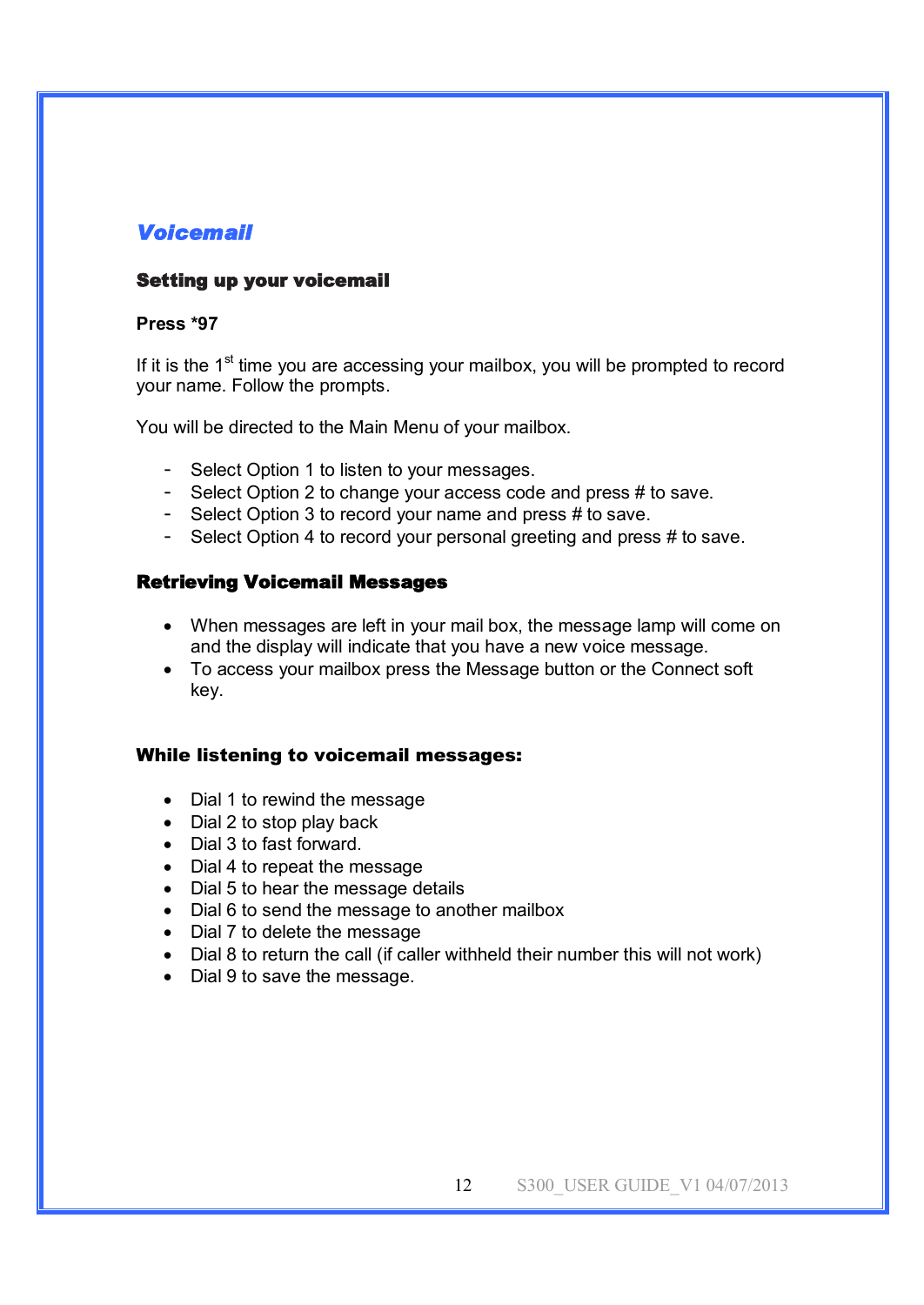## *Voicemail*

### Setting up your voicemail

**Press *97**

If it is the 1st time you are accessing your mailbox, you will be prompted to record your name. Follow the prompts.

You will be directed to the Main Menu of your mailbox.

- Select Option 1 to listen to your messages.
- Select Option 2 to change your access code and press # to save.
- Select Option 3 to record your name and press # to save.
- Select Option 4 to record your personal greeting and press # to save.

### Retrieving Voicemail Messages

- When messages are left in your mail box, the message lamp will come on and the display will indicate that you have a new voice message.
- To access your mailbox press the Message button or the Connect soft key.

### While listening to voicemail messages:

- Dial 1 to rewind the message
- Dial 2 to stop play back
- Dial 3 to fast forward.
- Dial 4 to repeat the message
- Dial 5 to hear the message details
- Dial 6 to send the message to another mailbox
- Dial 7 to delete the message
- Dial 8 to return the call (if caller withheld their number this will not work)
- Dial 9 to save the message.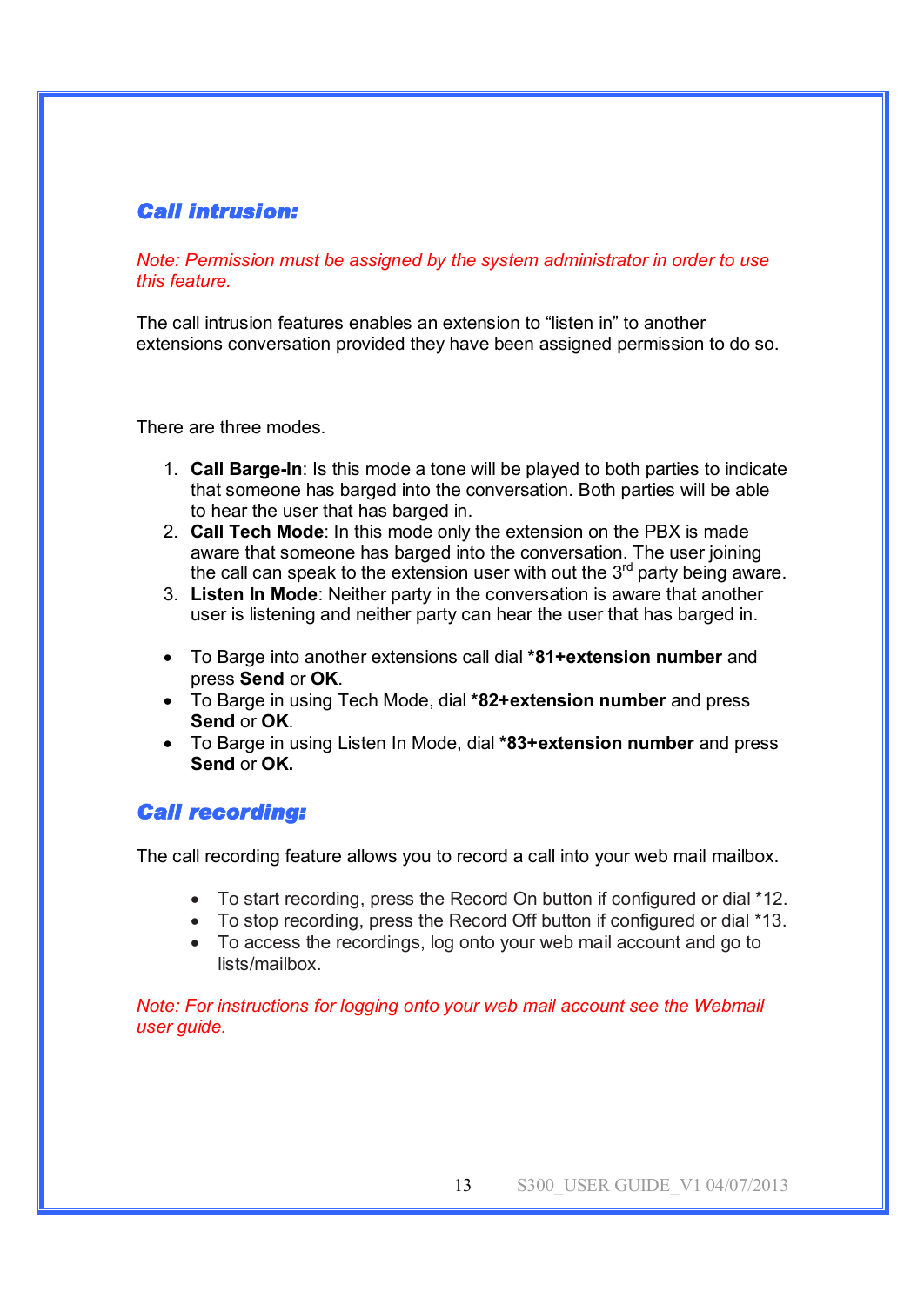## Call intrusion:

*Note: Permission must be assigned by the system administrator in order to use this feature.*

The call intrusion features enables an extension to “listen in” to another extensions conversation provided they have been assigned permission to do so.

There are three modes.

1. **Call Barge-In**: Is this mode a tone will be played to both parties to indicate that someone has barged into the conversation. Both parties will be able to hear the user that has barged in.
2. **Call Tech Mode**: In this mode only the extension on the PBX is made aware that someone has barged into the conversation. The user joining the call can speak to the extension user with out the 3rd party being aware.
3. **Listen In Mode**: Neither party in the conversation is aware that another user is listening and neither party can hear the user that has barged in.

- To Barge into another extensions call dial **\*81+extension number** and press **Send** or **OK**.
- To Barge in using Tech Mode, dial **\*82+extension number** and press **Send** or **OK**.
- To Barge in using Listen In Mode, dial **\*83+extension number** and press **Send** or **OK.**

## Call recording:

The call recording feature allows you to record a call into your web mail mailbox.

- To start recording, press the Record On button if configured or dial \*12.
- To stop recording, press the Record Off button if configured or dial \*13.
- To access the recordings, log onto your web mail account and go to lists/mailbox.

*Note: For instructions for logging onto your web mail account see the Webmail user guide.*